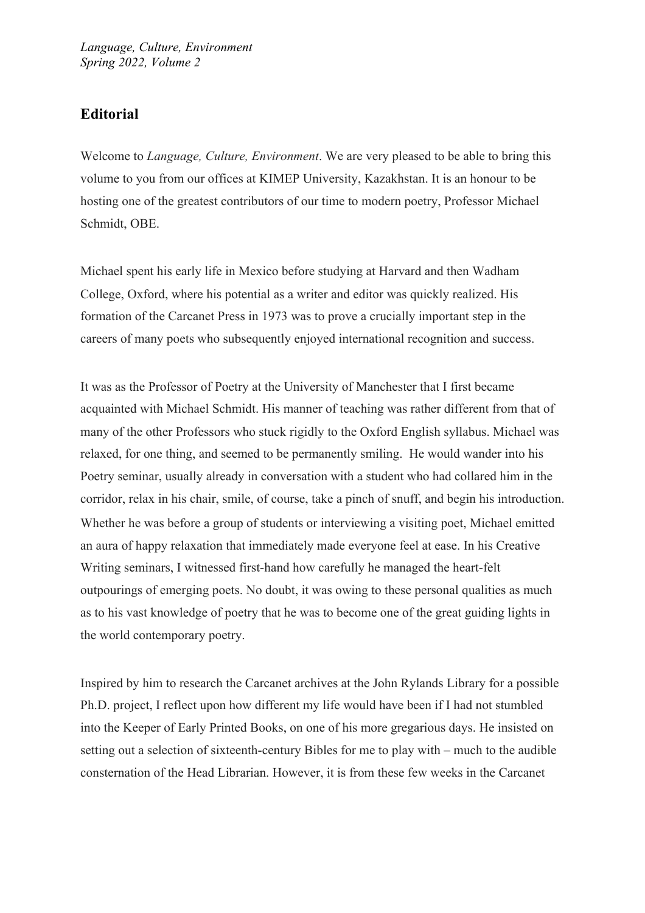## Editorial

Welcome to *Language, Culture, Environment*. We are very pleased to be able to bring this volume to you from our offices at KIMEP University, Kazakhstan. It is an honour to be hosting one of the greatest contributors of our time to modern poetry, Professor Michael Schmidt, OBE.

Michael spent his early life in Mexico before studying at Harvard and then Wadham College, Oxford, where his potential as a writer and editor was quickly realized. His formation of the Carcanet Press in 1973 was to prove a crucially important step in the careers of many poets who subsequently enjoyed international recognition and success.

It was as the Professor of Poetry at the University of Manchester that I first became acquainted with Michael Schmidt. His manner of teaching was rather different from that of many of the other Professors who stuck rigidly to the Oxford English syllabus. Michael was relaxed, for one thing, and seemed to be permanently smiling. He would wander into his Poetry seminar, usually already in conversation with a student who had collared him in the corridor, relax in his chair, smile, of course, take a pinch of snuff, and begin his introduction. Whether he was before a group of students or interviewing a visiting poet, Michael emitted an aura of happy relaxation that immediately made everyone feel at ease. In his Creative Writing seminars, I witnessed first-hand how carefully he managed the heart-felt outpourings of emerging poets. No doubt, it was owing to these personal qualities as much as to his vast knowledge of poetry that he was to become one of the great guiding lights in the world contemporary poetry.

Inspired by him to research the Carcanet archives at the John Rylands Library for a possible Ph.D. project, I reflect upon how different my life would have been if I had not stumbled into the Keeper of Early Printed Books, on one of his more gregarious days. He insisted on setting out a selection of sixteenth-century Bibles for me to play with – much to the audible consternation of the Head Librarian. However, it is from these few weeks in the Carcanet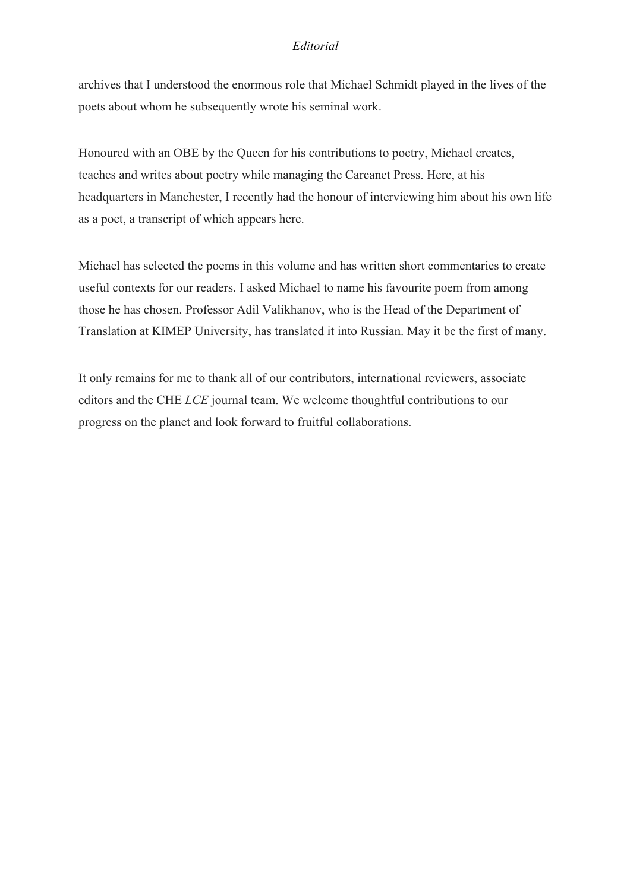archives that I understood the enormous role that Michael Schmidt played in the lives of the poets about whom he subsequently wrote his seminal work.

Honoured with an OBE by the Queen for his contributions to poetry, Michael creates, teaches and writes about poetry while managing the Carcanet Press. Here, at his headquarters in Manchester, I recently had the honour of interviewing him about his own life as a poet, a transcript of which appears here.

Michael has selected the poems in this volume and has written short commentaries to create useful contexts for our readers. I asked Michael to name his favourite poem from among those he has chosen. Professor Adil Valikhanov, who is the Head of the Department of Translation at KIMEP University, has translated it into Russian. May it be the first of many.

It only remains for me to thank all of our contributors, international reviewers, associate editors and the CHE *LCE* journal team. We welcome thoughtful contributions to our progress on the planet and look forward to fruitful collaborations.